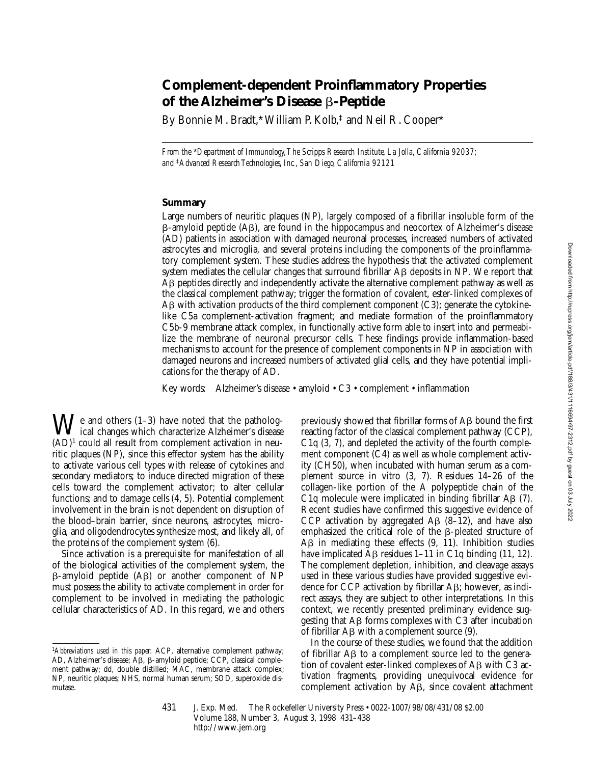# Complement-dependent Proinflammatory Properties of the Alzheimer's Disease β-Peptide

By Bonnie M. Bradt,* William P. Kolb,‡ and Neil R. Cooper*

*From the \*Department of Immunology, The Scripps Research Institute, La Jolla, California 92037; and ‡Advanced Research Technologies, Inc., San Diego, California 92121*

## Summary

Large numbers of neuritic plaques (NP), largely composed of a fibrillar insoluble form of the β-amyloid peptide (Aβ), are found in the hippocampus and neocortex of Alzheimer's disease (AD) patients in association with damaged neuronal processes, increased numbers of activated astrocytes and microglia, and several proteins including the components of the proinflammatory complement system. These studies address the hypothesis that the activated complement system mediates the cellular changes that surround fibrillar Aβ deposits in NP. We report that Aβ peptides directly and independently activate the alternative complement pathway as well as the classical complement pathway; trigger the formation of covalent, ester-linked complexes of Aβ with activation products of the third complement component (C3); generate the cytokine-like C5a complement-activation fragment; and mediate formation of the proinflammatory C5b-9 membrane attack complex, in functionally active form able to insert into and permeabilize the membrane of neuronal precursor cells. These findings provide inflammation-based mechanisms to account for the presence of complement components in NP in association with damaged neurons and increased numbers of activated glial cells, and they have potential implications for the therapy of AD.

Key words: Alzheimer's disease • amyloid • C3 • complement • inflammation

We and others (1–3) have noted that the pathological changes which characterize Alzheimer's disease (AD)[1] could all result from complement activation in neuritic plaques (NP), since this effector system has the ability to activate various cell types with release of cytokines and secondary mediators; to induce directed migration of these cells toward the complement activator; to alter cellular functions; and to damage cells (4, 5). Potential complement involvement in the brain is not dependent on disruption of the blood–brain barrier, since neurons, astrocytes, microglia, and oligodendrocytes synthesize most, and likely all, of the proteins of the complement system (6).

Since activation is a prerequisite for manifestation of all of the biological activities of the complement system, the β-amyloid peptide (Aβ) or another component of NP must possess the ability to activate complement in order for complement to be involved in mediating the pathologic cellular characteristics of AD. In this regard, we and others previously showed that fibrillar forms of Aβ bound the first reacting factor of the classical complement pathway (CCP), C1q (3, 7), and depleted the activity of the fourth complement component (C4) as well as whole complement activity (CH50), when incubated with human serum as a complement source in vitro (3, 7). Residues 14–26 of the collagen-like portion of the A polypeptide chain of the C1q molecule were implicated in binding fibrillar Aβ (7). Recent studies have confirmed this suggestive evidence of CCP activation by aggregated Aβ (8–12), and have also emphasized the critical role of the β-pleated structure of Aβ in mediating these effects (9, 11). Inhibition studies have implicated Aβ residues 1–11 in C1q binding (11, 12). The complement depletion, inhibition, and cleavage assays used in these various studies have provided suggestive evidence for CCP activation by fibrillar Aβ; however, as indirect assays, they are subject to other interpretations. In this context, we recently presented preliminary evidence suggesting that Aβ forms complexes with C3 after incubation of fibrillar Aβ with a complement source (9).

In the course of these studies, we found that the addition of fibrillar Aβ to a complement source led to the generation of covalent ester-linked complexes of Aβ with C3 activation fragments, providing unequivocal evidence for complement activation by Aβ, since covalent attachment

[1] *Abbreviations used in this paper:* ACP, alternative complement pathway; AD, Alzheimer's disease; Aβ, β-amyloid peptide; CCP, classical complement pathway; dd, double distilled; MAC, membrane attack complex; NP, neuritic plaques; NHS, normal human serum; SOD, superoxide dismutase.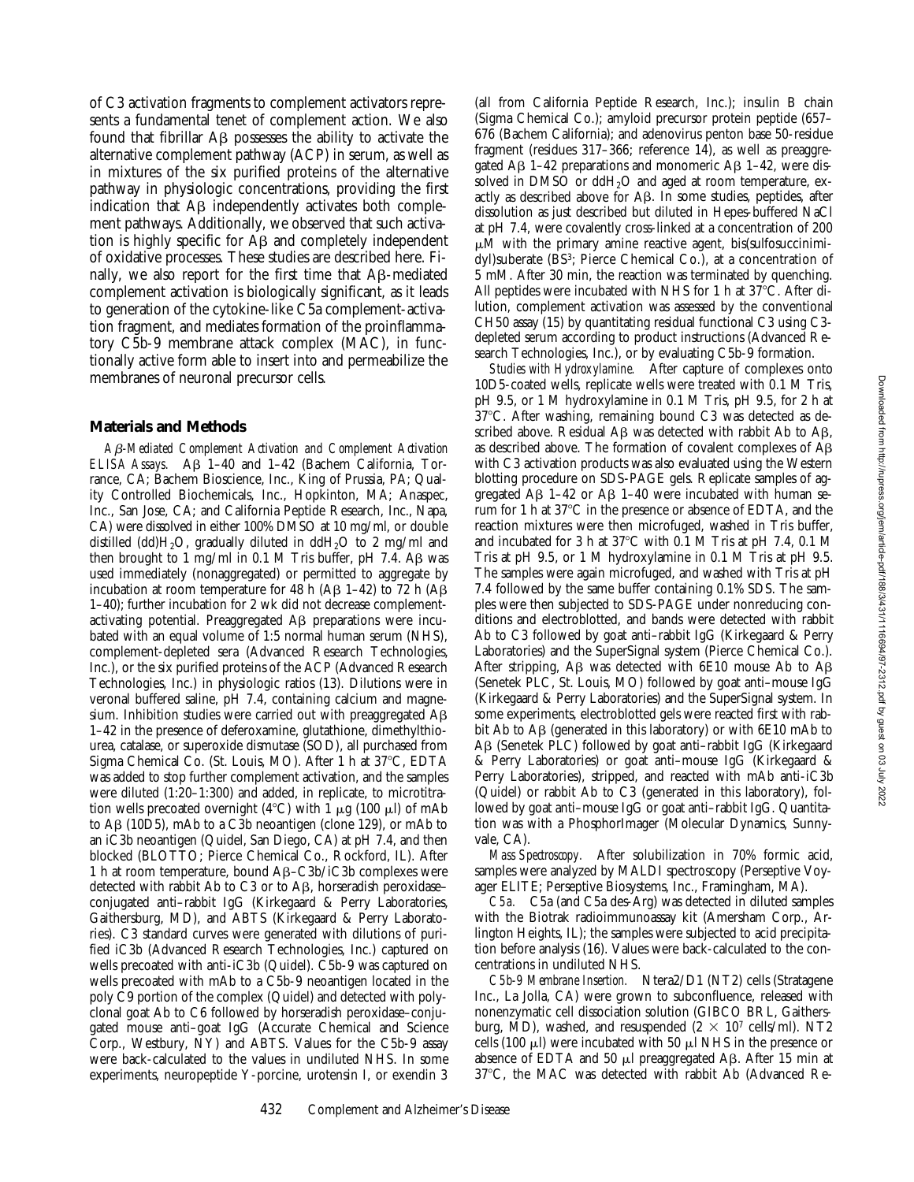of C3 activation fragments to complement activators represents a fundamental tenet of complement action. We also found that fibrillar Aβ possesses the ability to activate the alternative complement pathway (ACP) in serum, as well as in mixtures of the six purified proteins of the alternative pathway in physiologic concentrations, providing the first indication that Aβ independently activates both complement pathways. Additionally, we observed that such activation is highly specific for Aβ and completely independent of oxidative processes. These studies are described here. Finally, we also report for the first time that Aβ-mediated complement activation is biologically significant, as it leads to generation of the cytokine-like C5a complement-activation fragment, and mediates formation of the proinflammatory C5b-9 membrane attack complex (MAC), in functionally active form able to insert into and permeabilize the membranes of neuronal precursor cells.

## Materials and Methods

*Aβ-Mediated Complement Activation and Complement Activation ELISA Assays.* Aβ 1–40 and 1–42 (Bachem California, Torrance, CA; Bachem Bioscience, Inc., King of Prussia, PA; Quality Controlled Biochemicals, Inc., Hopkinton, MA; Anaspec, Inc., San Jose, CA; and California Peptide Research, Inc., Napa, CA) were dissolved in either 100% DMSO at 10 mg/ml, or double distilled (dd)$H_2O$, gradually diluted in dd$H_2O$ to 2 mg/ml and then brought to 1 mg/ml in 0.1 M Tris buffer, pH 7.4. Aβ was used immediately (nonaggregated) or permitted to aggregate by incubation at room temperature for 48 h (Aβ 1–42) to 72 h (Aβ 1–40); further incubation for 2 wk did not decrease complement-activating potential. Preaggregated Aβ preparations were incubated with an equal volume of 1:5 normal human serum (NHS), complement-depleted sera (Advanced Research Technologies, Inc.), or the six purified proteins of the ACP (Advanced Research Technologies, Inc.) in physiologic ratios (13). Dilutions were in veronal buffered saline, pH 7.4, containing calcium and magnesium. Inhibition studies were carried out with preaggregated Aβ 1–42 in the presence of deferoxamine, glutathione, dimethylthiourea, catalase, or superoxide dismutase (SOD), all purchased from Sigma Chemical Co. (St. Louis, MO). After 1 h at 37°C, EDTA was added to stop further complement activation, and the samples were diluted (1:20–1:300) and added, in replicate, to microtitration wells precoated overnight (4°C) with 1 μg (100 μl) of mAb to Aβ (10D5), mAb to a C3b neoantigen (clone 129), or mAb to an iC3b neoantigen (Quidel, San Diego, CA) at pH 7.4, and then blocked (BLOTTO; Pierce Chemical Co., Rockford, IL). After 1 h at room temperature, bound Aβ–C3b/iC3b complexes were detected with rabbit Ab to C3 or to Aβ, horseradish peroxidase–conjugated anti–rabbit IgG (Kirkegaard & Perry Laboratories, Gaithersburg, MD), and ABTS (Kirkegaard & Perry Laboratories). C3 standard curves were generated with dilutions of purified iC3b (Advanced Research Technologies, Inc.) captured on wells precoated with anti-iC3b (Quidel). C5b-9 was captured on wells precoated with mAb to a C5b-9 neoantigen located in the poly C9 portion of the complex (Quidel) and detected with polyclonal goat Ab to C6 followed by horseradish peroxidase–conjugated mouse anti–goat IgG (Accurate Chemical and Science Corp., Westbury, NY) and ABTS. Values for the C5b-9 assay were back-calculated to the values in undiluted NHS. In some experiments, neuropeptide Y-porcine, urotensin I, or exendin 3 (all from California Peptide Research, Inc.); insulin B chain (Sigma Chemical Co.); amyloid precursor protein peptide (657–676 (Bachem California); and adenovirus penton base 50-residue fragment (residues 317–366; reference 14), as well as preaggregated Aβ 1–42 preparations and monomeric Aβ 1–42, were dissolved in DMSO or dd$H_2O$ and aged at room temperature, exactly as described above for Aβ. In some studies, peptides, after dissolution as just described but diluted in Hepes-buffered NaCl at pH 7.4, were covalently cross-linked at a concentration of 200 μM with the primary amine reactive agent, bis(sulfosuccinimidyl)suberate (BS[3]; Pierce Chemical Co.), at a concentration of 5 mM. After 30 min, the reaction was terminated by quenching. All peptides were incubated with NHS for 1 h at 37°C. After dilution, complement activation was assessed by the conventional CH50 assay (15) by quantitating residual functional C3 using C3-depleted serum according to product instructions (Advanced Research Technologies, Inc.), or by evaluating C5b-9 formation.

*Studies with Hydroxylamine.* After capture of complexes onto 10D5-coated wells, replicate wells were treated with 0.1 M Tris, pH 9.5, or 1 M hydroxylamine in 0.1 M Tris, pH 9.5, for 2 h at 37°C. After washing, remaining bound C3 was detected as described above. Residual Aβ was detected with rabbit Ab to Aβ, as described above. The formation of covalent complexes of Aβ with C3 activation products was also evaluated using the Western blotting procedure on SDS-PAGE gels. Replicate samples of aggregated Aβ 1–42 or Aβ 1–40 were incubated with human serum for 1 h at 37°C in the presence or absence of EDTA, and the reaction mixtures were then microfuged, washed in Tris buffer, and incubated for 3 h at 37°C with 0.1 M Tris at pH 7.4, 0.1 M Tris at pH 9.5, or 1 M hydroxylamine in 0.1 M Tris at pH 9.5. The samples were again microfuged, and washed with Tris at pH 7.4 followed by the same buffer containing 0.1% SDS. The samples were then subjected to SDS-PAGE under nonreducing conditions and electroblotted, and bands were detected with rabbit Ab to C3 followed by goat anti–rabbit IgG (Kirkegaard & Perry Laboratories) and the SuperSignal system (Pierce Chemical Co.). After stripping, Aβ was detected with 6E10 mouse Ab to Aβ (Senetek PLC, St. Louis, MO) followed by goat anti–mouse IgG (Kirkegaard & Perry Laboratories) and the SuperSignal system. In some experiments, electroblotted gels were reacted first with rabbit Ab to Aβ (generated in this laboratory) or with 6E10 mAb to Aβ (Senetek PLC) followed by goat anti–rabbit IgG (Kirkegaard & Perry Laboratories) or goat anti–mouse IgG (Kirkegaard & Perry Laboratories), stripped, and reacted with mAb anti-iC3b (Quidel) or rabbit Ab to C3 (generated in this laboratory), followed by goat anti–mouse IgG or goat anti–rabbit IgG. Quantitation was with a PhosphorImager (Molecular Dynamics, Sunnyvale, CA).

*Mass Spectroscopy.* After solubilization in 70% formic acid, samples were analyzed by MALDI spectroscopy (Perseptive Voyager ELITE; Perseptive Biosystems, Inc., Framingham, MA).

*C5a.* C5a (and C5a des-Arg) was detected in diluted samples with the Biotrak radioimmunoassay kit (Amersham Corp., Arlington Heights, IL); the samples were subjected to acid precipitation before analysis (16). Values were back-calculated to the concentrations in undiluted NHS.

*C5b-9 Membrane Insertion.* Ntera2/D1 (NT2) cells (Stratagene Inc., La Jolla, CA) were grown to subconfluence, released with nonenzymatic cell dissociation solution (GIBCO BRL, Gaithersburg, MD), washed, and resuspended ($2 \times 10^7$ cells/ml). NT2 cells (100 μl) were incubated with 50 μl NHS in the presence or absence of EDTA and 50 μl preaggregated Aβ. After 15 min at 37°C, the MAC was detected with rabbit Ab (Advanced Re-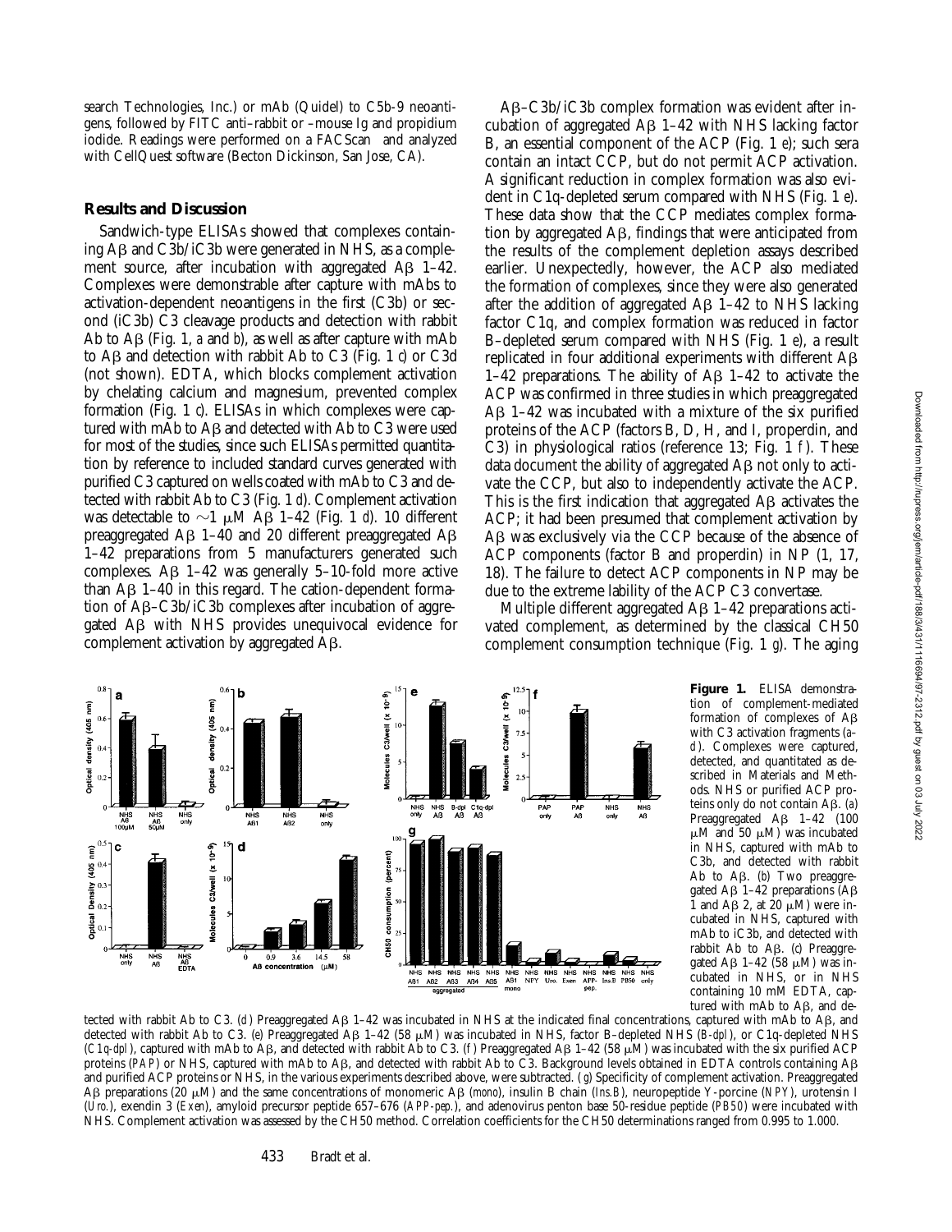search Technologies, Inc.) or mAb (Quidel) to C5b-9 neoantigens, followed by FITC anti–rabbit or –mouse Ig and propidium iodide. Readings were performed on a FACScan and analyzed with CellQuest software (Becton Dickinson, San Jose, CA).

## Results and Discussion

Sandwich-type ELISAs showed that complexes containing Aβ and C3b/iC3b were generated in NHS, as a complement source, after incubation with aggregated Aβ 1–42. Complexes were demonstrable after capture with mAbs to activation-dependent neoantigens in the first (C3b) or second (iC3b) C3 cleavage products and detection with rabbit Ab to Aβ (Fig. 1, *a* and *b*), as well as after capture with mAb to Aβ and detection with rabbit Ab to C3 (Fig. 1 *c*) or C3d (not shown). EDTA, which blocks complement activation by chelating calcium and magnesium, prevented complex formation (Fig. 1 *c*). ELISAs in which complexes were captured with mAb to Aβ and detected with Ab to C3 were used for most of the studies, since such ELISAs permitted quantitation by reference to included standard curves generated with purified C3 captured on wells coated with mAb to C3 and detected with rabbit Ab to C3 (Fig. 1 *d*). Complement activation was detectable to ∼1 μM Aβ 1–42 (Fig. 1 *d*). 10 different preaggregated Aβ 1–40 and 20 different preaggregated Aβ 1–42 preparations from 5 manufacturers generated such complexes. Aβ 1–42 was generally 5–10-fold more active than Aβ 1–40 in this regard. The cation-dependent formation of Aβ–C3b/iC3b complexes after incubation of aggregated Aβ with NHS provides unequivocal evidence for complement activation by aggregated Aβ.

Aβ–C3b/iC3b complex formation was evident after incubation of aggregated Aβ 1–42 with NHS lacking factor B, an essential component of the ACP (Fig. 1 *e*); such sera contain an intact CCP, but do not permit ACP activation. A significant reduction in complex formation was also evident in C1q-depleted serum compared with NHS (Fig. 1 *e*). These data show that the CCP mediates complex formation by aggregated Aβ, findings that were anticipated from the results of the complement depletion assays described earlier. Unexpectedly, however, the ACP also mediated the formation of complexes, since they were also generated after the addition of aggregated Aβ 1–42 to NHS lacking factor C1q, and complex formation was reduced in factor B–depleted serum compared with NHS (Fig. 1 *e*), a result replicated in four additional experiments with different Aβ 1–42 preparations. The ability of Aβ 1–42 to activate the ACP was confirmed in three studies in which preaggregated Aβ 1–42 was incubated with a mixture of the six purified proteins of the ACP (factors B, D, H, and I, properdin, and C3) in physiological ratios (reference 13; Fig. 1 *f*). These data document the ability of aggregated Aβ not only to activate the CCP, but also to independently activate the ACP. This is the first indication that aggregated Aβ activates the ACP; it had been presumed that complement activation by Aβ was exclusively via the CCP because of the absence of ACP components (factor B and properdin) in NP (1, 17, 18). The failure to detect ACP components in NP may be due to the extreme lability of the ACP C3 convertase.

Multiple different aggregated Aβ 1–42 preparations activated complement, as determined by the classical CH50 complement consumption technique (Fig. 1 *g*). The aging

**Figure 1.** ELISA demonstration of complement-mediated formation of complexes of Aβ with C3 activation fragments (*a*–*d*). Complexes were captured, detected, and quantitated as described in Materials and Methods. NHS or purified ACP proteins only do not contain Aβ. (*a*) Preaggregated Aβ 1–42 (100 μM and 50 μM) was incubated in NHS, captured with mAb to C3b, and detected with rabbit Ab to Aβ. (*b*) Two preaggregated Aβ 1–42 preparations (Aβ 1 and Aβ 2, at 20 μM) were incubated in NHS, captured with mAb to iC3b, and detected with rabbit Ab to Aβ. (*c*) Preaggregated Aβ 1–42 (58 μM) was incubated in NHS, or in NHS containing 10 mM EDTA, captured with mAb to Aβ, and detected with rabbit Ab to C3. (*d*) Preaggregated Aβ 1–42 was incubated in NHS at the indicated final concentrations, captured with mAb to Aβ, and detected with rabbit Ab to C3. (*e*) Preaggregated Aβ 1–42 (58 μM) was incubated in NHS, factor B–depleted NHS (*B-dpl*), or C1q-depleted NHS (*C1q-dpl*), captured with mAb to Aβ, and detected with rabbit Ab to C3. (*f*) Preaggregated Aβ 1–42 (58 μM) was incubated with the six purified ACP proteins (*PAP*) or NHS, captured with mAb to Aβ, and detected with rabbit Ab to C3. Background levels obtained in EDTA controls containing Aβ and purified ACP proteins or NHS, in the various experiments described above, were subtracted. (*g*) Specificity of complement activation. Preaggregated Aβ preparations (20 μM) and the same concentrations of monomeric Aβ (*mono*), insulin B chain (*Ins.B*), neuropeptide Y-porcine (*NPY*), urotensin I (*Uro.*), exendin 3 (*Exen*), amyloid precursor peptide 657–676 (*APP-pep.*), and adenovirus penton base 50-residue peptide (*PB50*) were incubated with NHS. Complement activation was assessed by the CH50 method. Correlation coefficients for the CH50 determinations ranged from 0.995 to 1.000.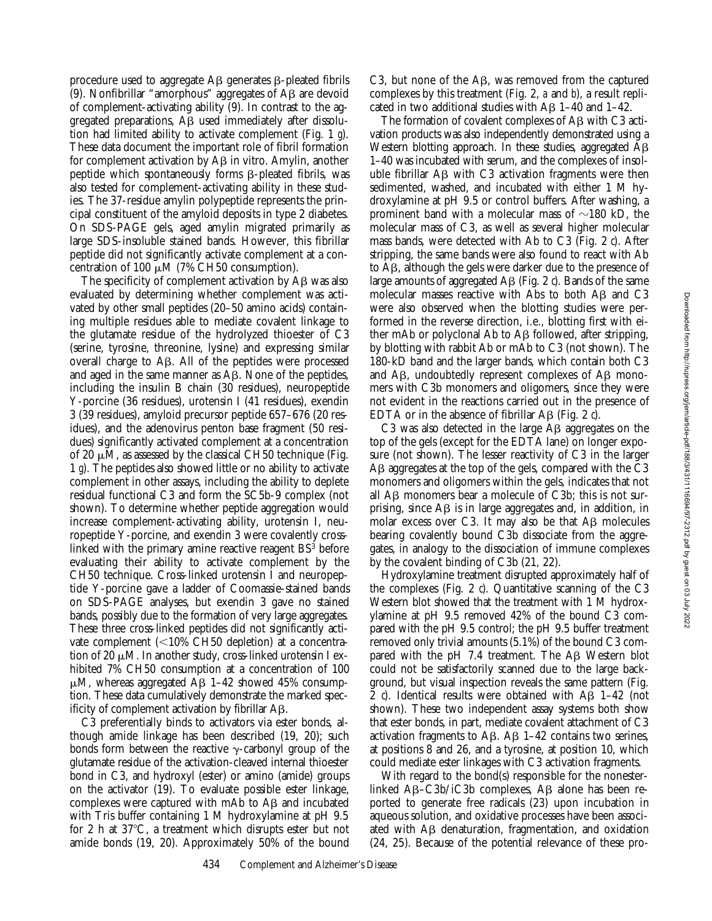procedure used to aggregate Aβ generates β-pleated fibrils (9). Nonfibrillar "amorphous" aggregates of Aβ are devoid of complement-activating ability (9). In contrast to the aggregated preparations, Aβ used immediately after dissolution had limited ability to activate complement (Fig. 1 *g*). These data document the important role of fibril formation for complement activation by Aβ in vitro. Amylin, another peptide which spontaneously forms β-pleated fibrils, was also tested for complement-activating ability in these studies. The 37-residue amylin polypeptide represents the principal constituent of the amyloid deposits in type 2 diabetes. On SDS-PAGE gels, aged amylin migrated primarily as large SDS-insoluble stained bands. However, this fibrillar peptide did not significantly activate complement at a concentration of 100 μM (7% CH50 consumption).

The specificity of complement activation by Aβ was also evaluated by determining whether complement was activated by other small peptides (20–50 amino acids) containing multiple residues able to mediate covalent linkage to the glutamate residue of the hydrolyzed thioester of C3 (serine, tyrosine, threonine, lysine) and expressing similar overall charge to Aβ. All of the peptides were processed and aged in the same manner as Aβ. None of the peptides, including the insulin B chain (30 residues), neuropeptide Y-porcine (36 residues), urotensin I (41 residues), exendin 3 (39 residues), amyloid precursor peptide 657–676 (20 residues), and the adenovirus penton base fragment (50 residues) significantly activated complement at a concentration of 20 μM, as assessed by the classical CH50 technique (Fig. 1 *g*). The peptides also showed little or no ability to activate complement in other assays, including the ability to deplete residual functional C3 and form the SC5b-9 complex (not shown). To determine whether peptide aggregation would increase complement-activating ability, urotensin I, neuropeptide Y-porcine, and exendin 3 were covalently cross-linked with the primary amine reactive reagent $BS^3$ before evaluating their ability to activate complement by the CH50 technique. Cross-linked urotensin I and neuropeptide Y-porcine gave a ladder of Coomassie-stained bands on SDS-PAGE analyses, but exendin 3 gave no stained bands, possibly due to the formation of very large aggregates. These three cross-linked peptides did not significantly activate complement (<10% CH50 depletion) at a concentration of 20 μM. In another study, cross-linked urotensin I exhibited 7% CH50 consumption at a concentration of 100 μM, whereas aggregated Aβ 1–42 showed 45% consumption. These data cumulatively demonstrate the marked specificity of complement activation by fibrillar Aβ.

C3 preferentially binds to activators via ester bonds, although amide linkage has been described (19, 20); such bonds form between the reactive γ-carbonyl group of the glutamate residue of the activation-cleaved internal thioester bond in C3, and hydroxyl (ester) or amino (amide) groups on the activator (19). To evaluate possible ester linkage, complexes were captured with mAb to Aβ and incubated with Tris buffer containing 1 M hydroxylamine at pH 9.5 for 2 h at 37°C, a treatment which disrupts ester but not amide bonds (19, 20). Approximately 50% of the bound C3, but none of the Aβ, was removed from the captured complexes by this treatment (Fig. 2, *a* and *b*), a result replicated in two additional studies with Aβ 1–40 and 1–42.

The formation of covalent complexes of Aβ with C3 activation products was also independently demonstrated using a Western blotting approach. In these studies, aggregated Aβ 1–40 was incubated with serum, and the complexes of insoluble fibrillar Aβ with C3 activation fragments were then sedimented, washed, and incubated with either 1 M hydroxylamine at pH 9.5 or control buffers. After washing, a prominent band with a molecular mass of ~180 kD, the molecular mass of C3, as well as several higher molecular mass bands, were detected with Ab to C3 (Fig. 2 *c*). After stripping, the same bands were also found to react with Ab to Aβ, although the gels were darker due to the presence of large amounts of aggregated Aβ (Fig. 2 *c*). Bands of the same molecular masses reactive with Abs to both Aβ and C3 were also observed when the blotting studies were performed in the reverse direction, i.e., blotting first with either mAb or polyclonal Ab to Aβ followed, after stripping, by blotting with rabbit Ab or mAb to C3 (not shown). The 180-kD band and the larger bands, which contain both C3 and Aβ, undoubtedly represent complexes of Aβ monomers with C3b monomers and oligomers, since they were not evident in the reactions carried out in the presence of EDTA or in the absence of fibrillar Aβ (Fig. 2 *c*).

C3 was also detected in the large Aβ aggregates on the top of the gels (except for the EDTA lane) on longer exposure (not shown). The lesser reactivity of C3 in the larger Aβ aggregates at the top of the gels, compared with the C3 monomers and oligomers within the gels, indicates that not all Aβ monomers bear a molecule of C3b; this is not surprising, since Aβ is in large aggregates and, in addition, in molar excess over C3. It may also be that Aβ molecules bearing covalently bound C3b dissociate from the aggregates, in analogy to the dissociation of immune complexes by the covalent binding of C3b (21, 22).

Hydroxylamine treatment disrupted approximately half of the complexes (Fig. 2 *c*). Quantitative scanning of the C3 Western blot showed that the treatment with 1 M hydroxylamine at pH 9.5 removed 42% of the bound C3 compared with the pH 9.5 control; the pH 9.5 buffer treatment removed only trivial amounts (5.1%) of the bound C3 compared with the pH 7.4 treatment. The Aβ Western blot could not be satisfactorily scanned due to the large background, but visual inspection reveals the same pattern (Fig. 2 *c*). Identical results were obtained with Aβ 1–42 (not shown). These two independent assay systems both show that ester bonds, in part, mediate covalent attachment of C3 activation fragments to Aβ. Aβ 1–42 contains two serines, at positions 8 and 26, and a tyrosine, at position 10, which could mediate ester linkages with C3 activation fragments.

With regard to the bond(s) responsible for the nonester-linked Aβ–C3b/iC3b complexes, Aβ alone has been reported to generate free radicals (23) upon incubation in aqueous solution, and oxidative processes have been associated with Aβ denaturation, fragmentation, and oxidation (24, 25). Because of the potential relevance of these pro-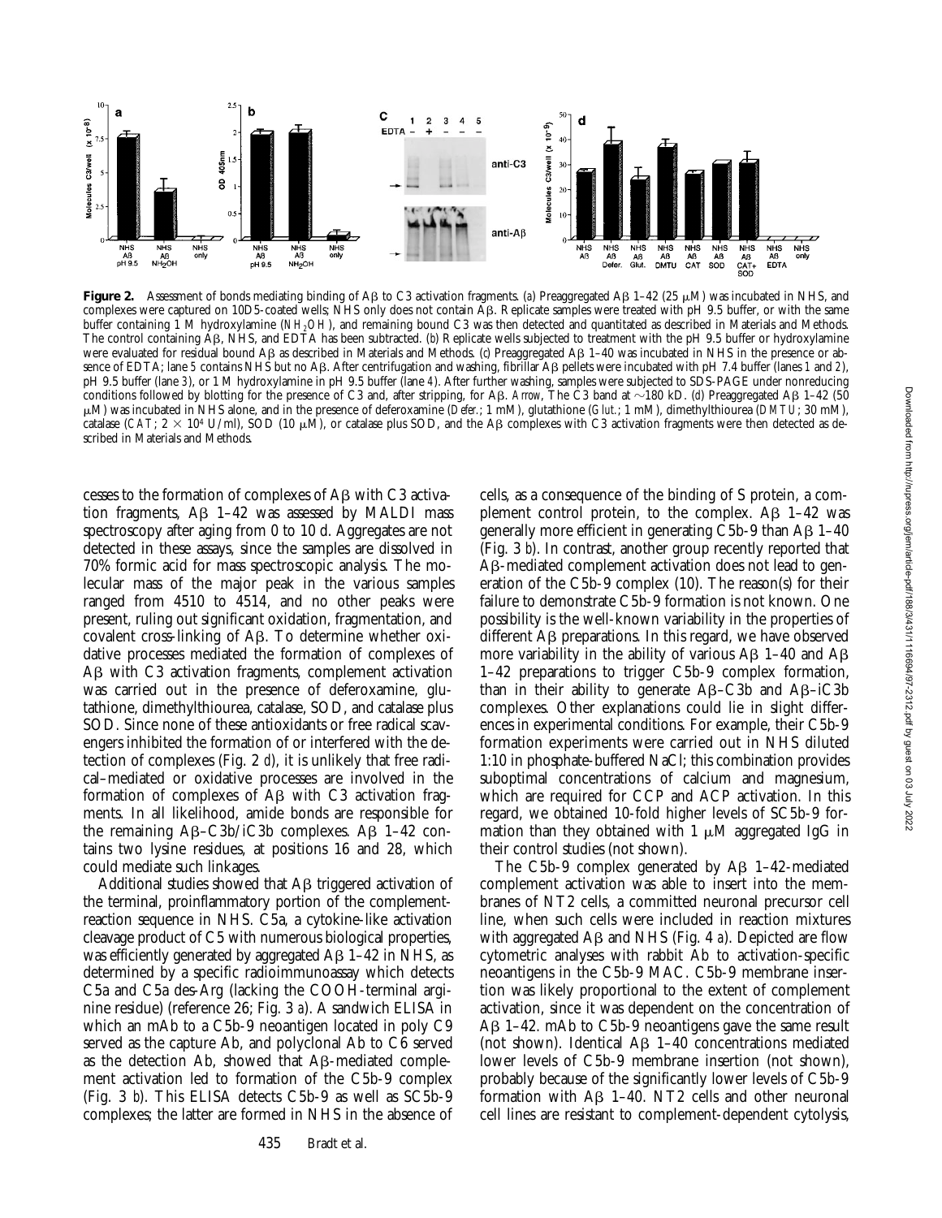**Figure 2.** Assessment of bonds mediating binding of Aβ to C3 activation fragments. (*a*) Preaggregated Aβ 1–42 (25 μM) was incubated in NHS, and complexes were captured on 10D5-coated wells; NHS only does not contain Aβ. Replicate samples were treated with pH 9.5 buffer, or with the same buffer containing 1 M hydroxylamine ($NH_2OH$), and remaining bound C3 was then detected and quantitated as described in Materials and Methods. The control containing Aβ, NHS, and EDTA has been subtracted. (*b*) Replicate wells subjected to treatment with the pH 9.5 buffer or hydroxylamine were evaluated for residual bound Aβ as described in Materials and Methods. (*c*) Preaggregated Aβ 1–40 was incubated in NHS in the presence or absence of EDTA; lane 5 contains NHS but no Aβ. After centrifugation and washing, fibrillar Aβ pellets were incubated with pH 7.4 buffer (lanes 1 and 2), pH 9.5 buffer (lane 3), or 1 M hydroxylamine in pH 9.5 buffer (lane 4). After further washing, samples were subjected to SDS-PAGE under nonreducing conditions followed by blotting for the presence of C3 and, after stripping, for Aβ. *Arrow*, The C3 band at ~180 kD. (*d*) Preaggregated Aβ 1–42 (50 μM) was incubated in NHS alone, and in the presence of deferoxamine (*Defer.*; 1 mM), glutathione (*Glut.*; 1 mM), dimethylthiourea (*DMTU*; 30 mM), catalase (*CAT*; $2 \times 10^4$ U/ml), SOD (10 μM), or catalase plus SOD, and the Aβ complexes with C3 activation fragments were then detected as described in Materials and Methods.

cesses to the formation of complexes of Aβ with C3 activation fragments, Aβ 1–42 was assessed by MALDI mass spectroscopy after aging from 0 to 10 d. Aggregates are not detected in these assays, since the samples are dissolved in 70% formic acid for mass spectroscopic analysis. The molecular mass of the major peak in the various samples ranged from 4510 to 4514, and no other peaks were present, ruling out significant oxidation, fragmentation, and covalent cross-linking of Aβ. To determine whether oxidative processes mediated the formation of complexes of Aβ with C3 activation fragments, complement activation was carried out in the presence of deferoxamine, glutathione, dimethylthiourea, catalase, SOD, and catalase plus SOD. Since none of these antioxidants or free radical scavengers inhibited the formation of or interfered with the detection of complexes (Fig. 2 *d*), it is unlikely that free radical–mediated or oxidative processes are involved in the formation of complexes of Aβ with C3 activation fragments. In all likelihood, amide bonds are responsible for the remaining Aβ–C3b/iC3b complexes. Aβ 1–42 contains two lysine residues, at positions 16 and 28, which could mediate such linkages.

Additional studies showed that Aβ triggered activation of the terminal, proinflammatory portion of the complement-reaction sequence in NHS. C5a, a cytokine-like activation cleavage product of C5 with numerous biological properties, was efficiently generated by aggregated Aβ 1–42 in NHS, as determined by a specific radioimmunoassay which detects C5a and C5a des-Arg (lacking the COOH-terminal arginine residue) (reference 26; Fig. 3 *a*). A sandwich ELISA in which an mAb to a C5b-9 neoantigen located in poly C9 served as the capture Ab, and polyclonal Ab to C6 served as the detection Ab, showed that Aβ-mediated complement activation led to formation of the C5b-9 complex (Fig. 3 *b*). This ELISA detects C5b-9 as well as SC5b-9 complexes; the latter are formed in NHS in the absence of cells, as a consequence of the binding of S protein, a complement control protein, to the complex. Aβ 1–42 was generally more efficient in generating C5b-9 than Aβ 1–40 (Fig. 3 *b*). In contrast, another group recently reported that Aβ-mediated complement activation does not lead to generation of the C5b-9 complex (10). The reason(s) for their failure to demonstrate C5b-9 formation is not known. One possibility is the well-known variability in the properties of different Aβ preparations. In this regard, we have observed more variability in the ability of various Aβ 1–40 and Aβ 1–42 preparations to trigger C5b-9 complex formation, than in their ability to generate Aβ–C3b and Aβ–iC3b complexes. Other explanations could lie in slight differences in experimental conditions. For example, their C5b-9 formation experiments were carried out in NHS diluted 1:10 in phosphate-buffered NaCl; this combination provides suboptimal concentrations of calcium and magnesium, which are required for CCP and ACP activation. In this regard, we obtained 10-fold higher levels of SC5b-9 formation than they obtained with 1 μM aggregated IgG in their control studies (not shown).

The C5b-9 complex generated by Aβ 1–42-mediated complement activation was able to insert into the membranes of NT2 cells, a committed neuronal precursor cell line, when such cells were included in reaction mixtures with aggregated Aβ and NHS (Fig. 4 *a*). Depicted are flow cytometric analyses with rabbit Ab to activation-specific neoantigens in the C5b-9 MAC. C5b-9 membrane insertion was likely proportional to the extent of complement activation, since it was dependent on the concentration of Aβ 1–42. mAb to C5b-9 neoantigens gave the same result (not shown). Identical Aβ 1–40 concentrations mediated lower levels of C5b-9 membrane insertion (not shown), probably because of the significantly lower levels of C5b-9 formation with Aβ 1–40. NT2 cells and other neuronal cell lines are resistant to complement-dependent cytolysis,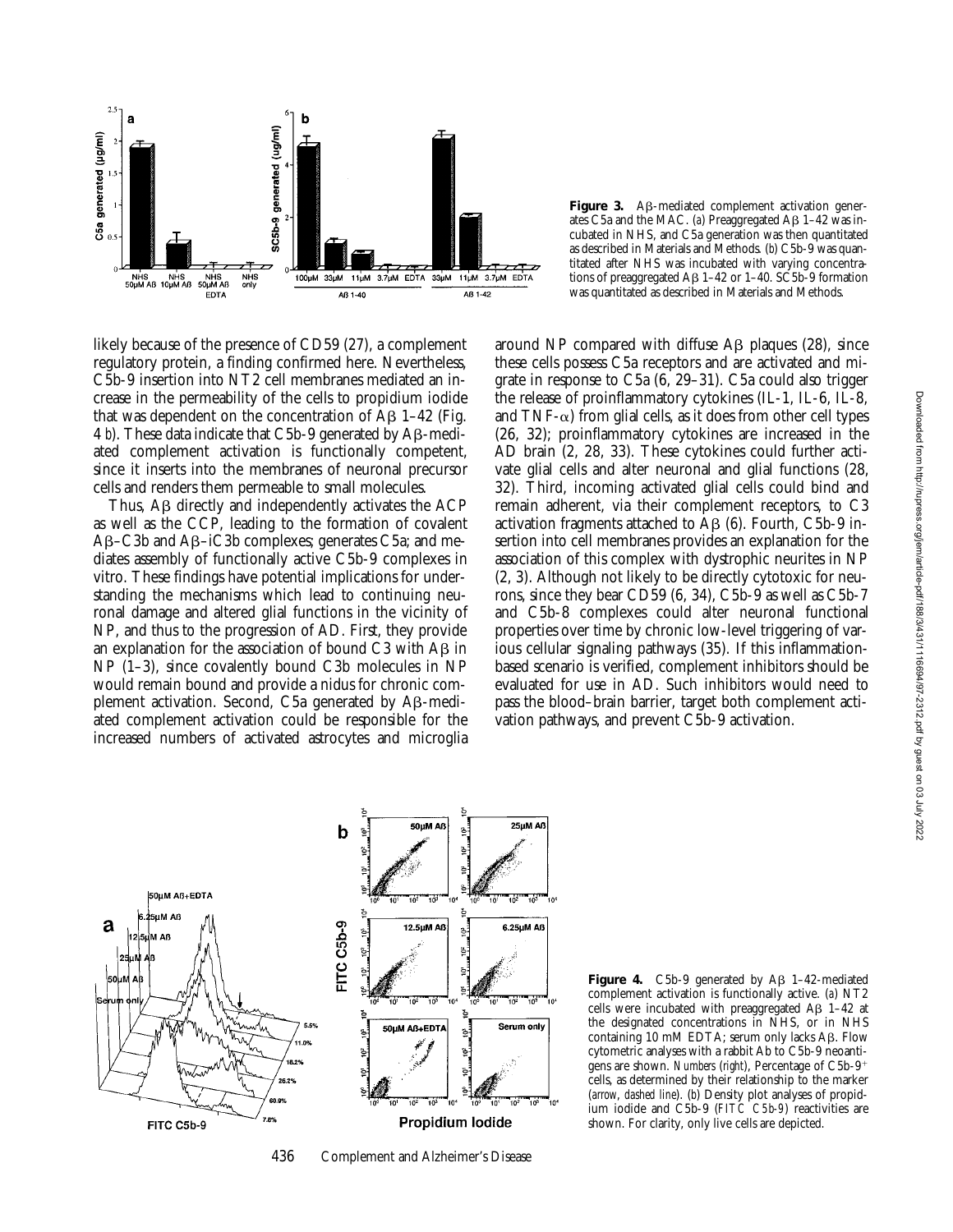**Figure 3.** Aβ-mediated complement activation generates C5a and the MAC. (*a*) Preaggregated Aβ 1–42 was incubated in NHS, and C5a generation was then quantitated as described in Materials and Methods. (*b*) C5b-9 was quantitated after NHS was incubated with varying concentrations of preaggregated Aβ 1–42 or 1–40. SC5b-9 formation was quantitated as described in Materials and Methods.

likely because of the presence of CD59 (27), a complement regulatory protein, a finding confirmed here. Nevertheless, C5b-9 insertion into NT2 cell membranes mediated an increase in the permeability of the cells to propidium iodide that was dependent on the concentration of Aβ 1–42 (Fig. 4 *b*). These data indicate that C5b-9 generated by Aβ-mediated complement activation is functionally competent, since it inserts into the membranes of neuronal precursor cells and renders them permeable to small molecules.

Thus, Aβ directly and independently activates the ACP as well as the CCP, leading to the formation of covalent Aβ–C3b and Aβ–iC3b complexes; generates C5a; and mediates assembly of functionally active C5b-9 complexes in vitro. These findings have potential implications for understanding the mechanisms which lead to continuing neuronal damage and altered glial functions in the vicinity of NP, and thus to the progression of AD. First, they provide an explanation for the association of bound C3 with Aβ in NP (1–3), since covalently bound C3b molecules in NP would remain bound and provide a nidus for chronic complement activation. Second, C5a generated by Aβ-mediated complement activation could be responsible for the increased numbers of activated astrocytes and microglia around NP compared with diffuse Aβ plaques (28), since these cells possess C5a receptors and are activated and migrate in response to C5a (6, 29–31). C5a could also trigger the release of proinflammatory cytokines (IL-1, IL-6, IL-8, and TNF-α) from glial cells, as it does from other cell types (26, 32); proinflammatory cytokines are increased in the AD brain (2, 28, 33). These cytokines could further activate glial cells and alter neuronal and glial functions (28, 32). Third, incoming activated glial cells could bind and remain adherent, via their complement receptors, to C3 activation fragments attached to Aβ (6). Fourth, C5b-9 insertion into cell membranes provides an explanation for the association of this complex with dystrophic neurites in NP (2, 3). Although not likely to be directly cytotoxic for neurons, since they bear CD59 (6, 34), C5b-9 as well as C5b-7 and C5b-8 complexes could alter neuronal functional properties over time by chronic low-level triggering of various cellular signaling pathways (35). If this inflammation-based scenario is verified, complement inhibitors should be evaluated for use in AD. Such inhibitors would need to pass the blood–brain barrier, target both complement activation pathways, and prevent C5b-9 activation.

**Figure 4.** C5b-9 generated by Aβ 1–42-mediated complement activation is functionally active. (*a*) NT2 cells were incubated with preaggregated Aβ 1–42 at the designated concentrations in NHS, or in NHS containing 10 mM EDTA; serum only lacks Aβ. Flow cytometric analyses with a rabbit Ab to C5b-9 neoantigens are shown. *Numbers* (*right*), Percentage of C5b-9+ cells, as determined by their relationship to the marker (*arrow*, *dashed line*). (*b*) Density plot analyses of propidium iodide and C5b-9 (*FITC C5b-9*) reactivities are shown. For clarity, only live cells are depicted.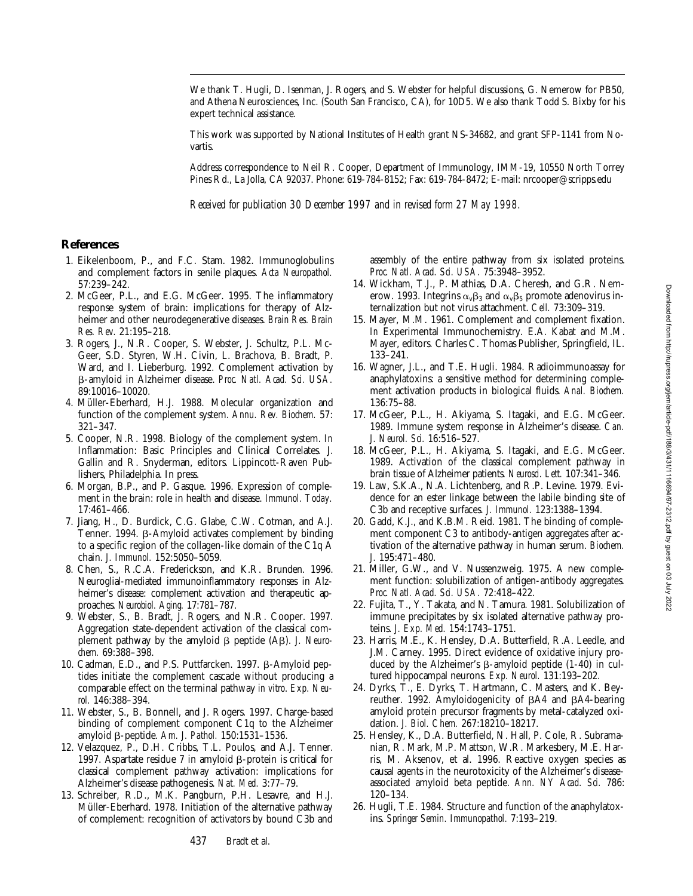We thank T. Hugli, D. Isenman, J. Rogers, and S. Webster for helpful discussions, G. Nemerow for PB50, and Athena Neurosciences, Inc. (South San Francisco, CA), for 10D5. We also thank Todd S. Bixby for his expert technical assistance.

This work was supported by National Institutes of Health grant NS-34682, and grant SFP-1141 from Novartis.

Address correspondence to Neil R. Cooper, Department of Immunology, IMM-19, 10550 North Torrey Pines Rd., La Jolla, CA 92037. Phone: 619-784-8152; Fax: 619-784-8472; E-mail: nrcooper@scripps.edu

*Received for publication 30 December 1997 and in revised form 27 May 1998.*

## References

1. Eikelenboom, P., and F.C. Stam. 1982. Immunoglobulins and complement factors in senile plaques. *Acta Neuropathol.* 57:239–242.
2. McGeer, P.L., and E.G. McGeer. 1995. The inflammatory response system of brain: implications for therapy of Alzheimer and other neurodegenerative diseases. *Brain Res. Brain Res. Rev.* 21:195–218.
3. Rogers, J., N.R. Cooper, S. Webster, J. Schultz, P.L. McGeer, S.D. Styren, W.H. Civin, L. Brachova, B. Bradt, P. Ward, and I. Lieberburg. 1992. Complement activation by β-amyloid in Alzheimer disease. *Proc. Natl. Acad. Sci. USA.* 89:10016–10020.
4. Müller-Eberhard, H.J. 1988. Molecular organization and function of the complement system. *Annu. Rev. Biochem.* 57: 321–347.
5. Cooper, N.R. 1998. Biology of the complement system. *In* Inflammation: Basic Principles and Clinical Correlates. J. Gallin and R. Snyderman, editors. Lippincott-Raven Publishers, Philadelphia. In press.
6. Morgan, B.P., and P. Gasque. 1996. Expression of complement in the brain: role in health and disease. *Immunol. Today.* 17:461–466.
7. Jiang, H., D. Burdick, C.G. Glabe, C.W. Cotman, and A.J. Tenner. 1994. β-Amyloid activates complement by binding to a specific region of the collagen-like domain of the C1q A chain. *J. Immunol.* 152:5050–5059.
8. Chen, S., R.C.A. Frederickson, and K.R. Brunden. 1996. Neuroglial-mediated immunoinflammatory responses in Alzheimer's disease: complement activation and therapeutic approaches. *Neurobiol. Aging.* 17:781–787.
9. Webster, S., B. Bradt, J. Rogers, and N.R. Cooper. 1997. Aggregation state-dependent activation of the classical complement pathway by the amyloid β peptide (Aβ). *J. Neurochem.* 69:388–398.
10. Cadman, E.D., and P.S. Puttfarcken. 1997. β-Amyloid peptides initiate the complement cascade without producing a comparable effect on the terminal pathway *in vitro*. *Exp. Neurol.* 146:388–394.
11. Webster, S., B. Bonnell, and J. Rogers. 1997. Charge-based binding of complement component C1q to the Alzheimer amyloid β-peptide. *Am. J. Pathol.* 150:1531–1536.
12. Velazquez, P., D.H. Cribbs, T.L. Poulos, and A.J. Tenner. 1997. Aspartate residue 7 in amyloid β-protein is critical for classical complement pathway activation: implications for Alzheimer's disease pathogenesis. *Nat. Med.* 3:77–79.
13. Schreiber, R.D., M.K. Pangburn, P.H. Lesavre, and H.J. Müller-Eberhard. 1978. Initiation of the alternative pathway of complement: recognition of activators by bound C3b and assembly of the entire pathway from six isolated proteins. *Proc. Natl. Acad. Sci. USA.* 75:3948–3952.
14. Wickham, T.J., P. Mathias, D.A. Cheresh, and G.R. Nemerow. 1993. Integrins $\alpha_v\beta_3$ and $\alpha_v\beta_5$ promote adenovirus internalization but not virus attachment. *Cell.* 73:309–319.
15. Mayer, M.M. 1961. Complement and complement fixation. *In* Experimental Immunochemistry. E.A. Kabat and M.M. Mayer, editors. Charles C. Thomas Publisher, Springfield, IL. 133–241.
16. Wagner, J.L., and T.E. Hugli. 1984. Radioimmunoassay for anaphylatoxins: a sensitive method for determining complement activation products in biological fluids. *Anal. Biochem.* 136:75–88.
17. McGeer, P.L., H. Akiyama, S. Itagaki, and E.G. McGeer. 1989. Immune system response in Alzheimer's disease. *Can. J. Neurol. Sci.* 16:516–527.
18. McGeer, P.L., H. Akiyama, S. Itagaki, and E.G. McGeer. 1989. Activation of the classical complement pathway in brain tissue of Alzheimer patients. *Neurosci. Lett.* 107:341–346.
19. Law, S.K.A., N.A. Lichtenberg, and R.P. Levine. 1979. Evidence for an ester linkage between the labile binding site of C3b and receptive surfaces. *J. Immunol.* 123:1388–1394.
20. Gadd, K.J., and K.B.M. Reid. 1981. The binding of complement component C3 to antibody-antigen aggregates after activation of the alternative pathway in human serum. *Biochem. J.* 195:471–480.
21. Miller, G.W., and V. Nussenzweig. 1975. A new complement function: solubilization of antigen-antibody aggregates. *Proc. Natl. Acad. Sci. USA.* 72:418–422.
22. Fujita, T., Y. Takata, and N. Tamura. 1981. Solubilization of immune precipitates by six isolated alternative pathway proteins. *J. Exp. Med.* 154:1743–1751.
23. Harris, M.E., K. Hensley, D.A. Butterfield, R.A. Leedle, and J.M. Carney. 1995. Direct evidence of oxidative injury produced by the Alzheimer's β-amyloid peptide (1-40) in cultured hippocampal neurons. *Exp. Neurol.* 131:193–202.
24. Dyrks, T., E. Dyrks, T. Hartmann, C. Masters, and K. Beyreuther. 1992. Amyloidogenicity of βA4 and βA4-bearing amyloid protein precursor fragments by metal-catalyzed oxidation. *J. Biol. Chem.* 267:18210–18217.
25. Hensley, K., D.A. Butterfield, N. Hall, P. Cole, R. Subramanian, R. Mark, M.P. Mattson, W.R. Markesbery, M.E. Harris, M. Aksenov, et al. 1996. Reactive oxygen species as causal agents in the neurotoxicity of the Alzheimer's disease-associated amyloid beta peptide. *Ann. NY Acad. Sci.* 786: 120–134.
26. Hugli, T.E. 1984. Structure and function of the anaphylatoxins. *Springer Semin. Immunopathol.* 7:193–219.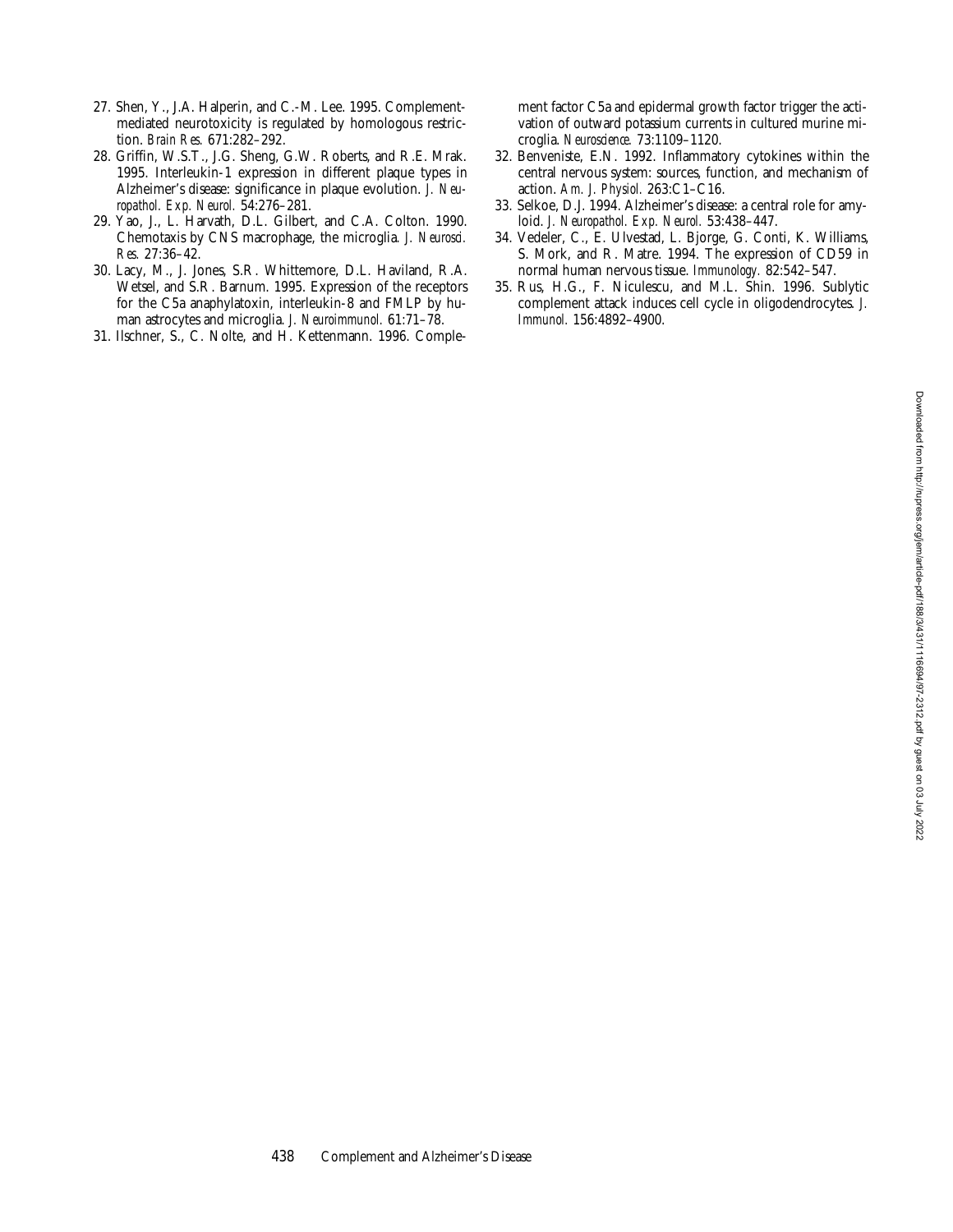27. Shen, Y., J.A. Halperin, and C.-M. Lee. 1995. Complement-mediated neurotoxicity is regulated by homologous restriction. *Brain Res.* 671:282–292.
28. Griffin, W.S.T., J.G. Sheng, G.W. Roberts, and R.E. Mrak. 1995. Interleukin-1 expression in different plaque types in Alzheimer's disease: significance in plaque evolution. *J. Neuropathol. Exp. Neurol.* 54:276–281.
29. Yao, J., L. Harvath, D.L. Gilbert, and C.A. Colton. 1990. Chemotaxis by CNS macrophage, the microglia. *J. Neurosci. Res.* 27:36–42.
30. Lacy, M., J. Jones, S.R. Whittemore, D.L. Haviland, R.A. Wetsel, and S.R. Barnum. 1995. Expression of the receptors for the C5a anaphylatoxin, interleukin-8 and FMLP by human astrocytes and microglia. *J. Neuroimmunol.* 61:71–78.
31. Ilschner, S., C. Nolte, and H. Kettenmann. 1996. Complement factor C5a and epidermal growth factor trigger the activation of outward potassium currents in cultured murine microglia. *Neuroscience.* 73:1109–1120.
32. Benveniste, E.N. 1992. Inflammatory cytokines within the central nervous system: sources, function, and mechanism of action. *Am. J. Physiol.* 263:C1–C16.
33. Selkoe, D.J. 1994. Alzheimer's disease: a central role for amyloid. *J. Neuropathol. Exp. Neurol.* 53:438–447.
34. Vedeler, C., E. Ulvestad, L. Bjorge, G. Conti, K. Williams, S. Mork, and R. Matre. 1994. The expression of CD59 in normal human nervous tissue. *Immunology.* 82:542–547.
35. Rus, H.G., F. Niculescu, and M.L. Shin. 1996. Sublytic complement attack induces cell cycle in oligodendrocytes. *J. Immunol.* 156:4892–4900.